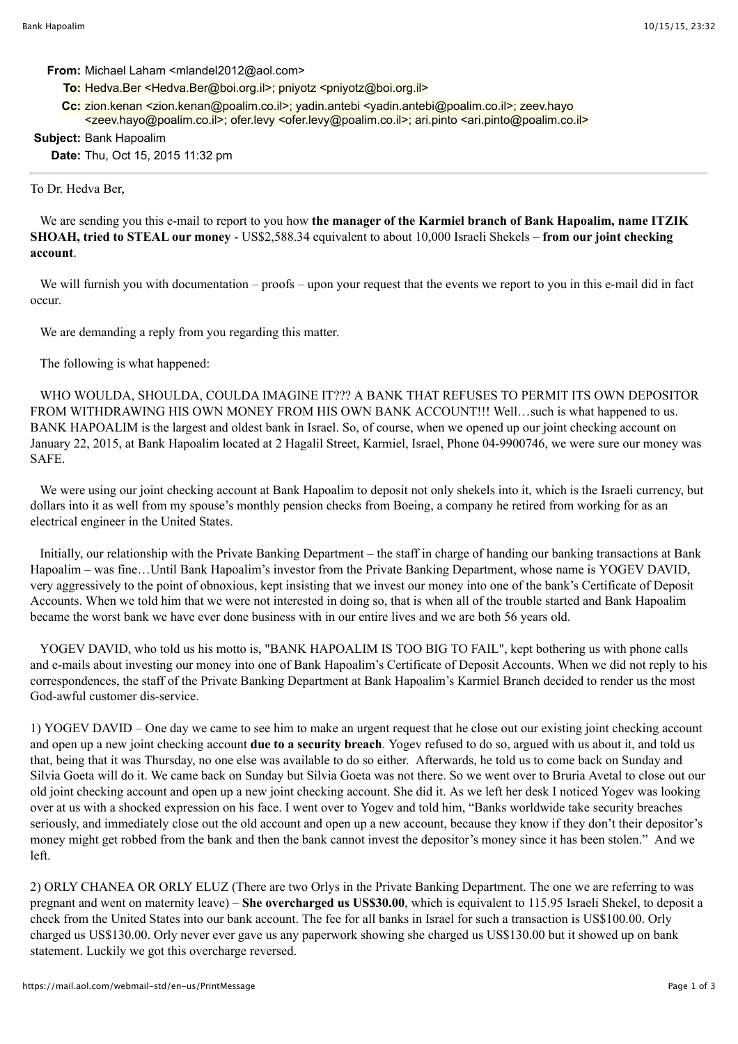**From:** Michael Laham <mlandel2012@aol.com>
**To:** Hedva.Ber <Hedva.Ber@boi.org.il>; pniyotz <pniyotz@boi.org.il>
**Cc:** zion.kenan <zion.kenan@poalim.co.il>; yadin.antebi <yadin.antebi@poalim.co.il>; zeev.hayo <zeev.hayo@poalim.co.il>; ofer.levy <ofer.levy@poalim.co.il>; ari.pinto <ari.pinto@poalim.co.il>
**Subject:** Bank Hapoalim
**Date:** Thu, Oct 15, 2015 11:32 pm

---

To Dr. Hedva Ber,

We are sending you this e-mail to report to you how **the manager of the Karmiel branch of Bank Hapoalim, name ITZIK SHOAH, tried to STEAL our money** - US$2,588.34 equivalent to about 10,000 Israeli Shekels – **from our joint checking account**.

We will furnish you with documentation – proofs – upon your request that the events we report to you in this e-mail did in fact occur.

We are demanding a reply from you regarding this matter.

The following is what happened:

WHO WOULDA, SHOULDA, COULDA IMAGINE IT??? A BANK THAT REFUSES TO PERMIT ITS OWN DEPOSITOR FROM WITHDRAWING HIS OWN MONEY FROM HIS OWN BANK ACCOUNT!!! Well…such is what happened to us. BANK HAPOALIM is the largest and oldest bank in Israel. So, of course, when we opened up our joint checking account on January 22, 2015, at Bank Hapoalim located at 2 Hagalil Street, Karmiel, Israel, Phone 04-9900746, we were sure our money was SAFE.

We were using our joint checking account at Bank Hapoalim to deposit not only shekels into it, which is the Israeli currency, but dollars into it as well from my spouse's monthly pension checks from Boeing, a company he retired from working for as an electrical engineer in the United States.

Initially, our relationship with the Private Banking Department – the staff in charge of handing our banking transactions at Bank Hapoalim – was fine…Until Bank Hapoalim's investor from the Private Banking Department, whose name is YOGEV DAVID, very aggressively to the point of obnoxious, kept insisting that we invest our money into one of the bank's Certificate of Deposit Accounts. When we told him that we were not interested in doing so, that is when all of the trouble started and Bank Hapoalim became the worst bank we have ever done business with in our entire lives and we are both 56 years old.

YOGEV DAVID, who told us his motto is, "BANK HAPOALIM IS TOO BIG TO FAIL", kept bothering us with phone calls and e-mails about investing our money into one of Bank Hapoalim's Certificate of Deposit Accounts. When we did not reply to his correspondences, the staff of the Private Banking Department at Bank Hapoalim's Karmiel Branch decided to render us the most God-awful customer dis-service.

1) YOGEV DAVID – One day we came to see him to make an urgent request that he close out our existing joint checking account and open up a new joint checking account **due to a security breach**. Yogev refused to do so, argued with us about it, and told us that, being that it was Thursday, no one else was available to do so either. Afterwards, he told us to come back on Sunday and Silvia Goeta will do it. We came back on Sunday but Silvia Goeta was not there. So we went over to Bruria Avetal to close out our old joint checking account and open up a new joint checking account. She did it. As we left her desk I noticed Yogev was looking over at us with a shocked expression on his face. I went over to Yogev and told him, "Banks worldwide take security breaches seriously, and immediately close out the old account and open up a new account, because they know if they don't their depositor's money might get robbed from the bank and then the bank cannot invest the depositor's money since it has been stolen." And we left.

2) ORLY CHANEA OR ORLY ELUZ (There are two Orlys in the Private Banking Department. The one we are referring to was pregnant and went on maternity leave) – **She overcharged us US$30.00**, which is equivalent to 115.95 Israeli Shekel, to deposit a check from the United States into our bank account. The fee for all banks in Israel for such a transaction is US$100.00. Orly charged us US$130.00. Orly never ever gave us any paperwork showing she charged us US$130.00 but it showed up on bank statement. Luckily we got this overcharge reversed.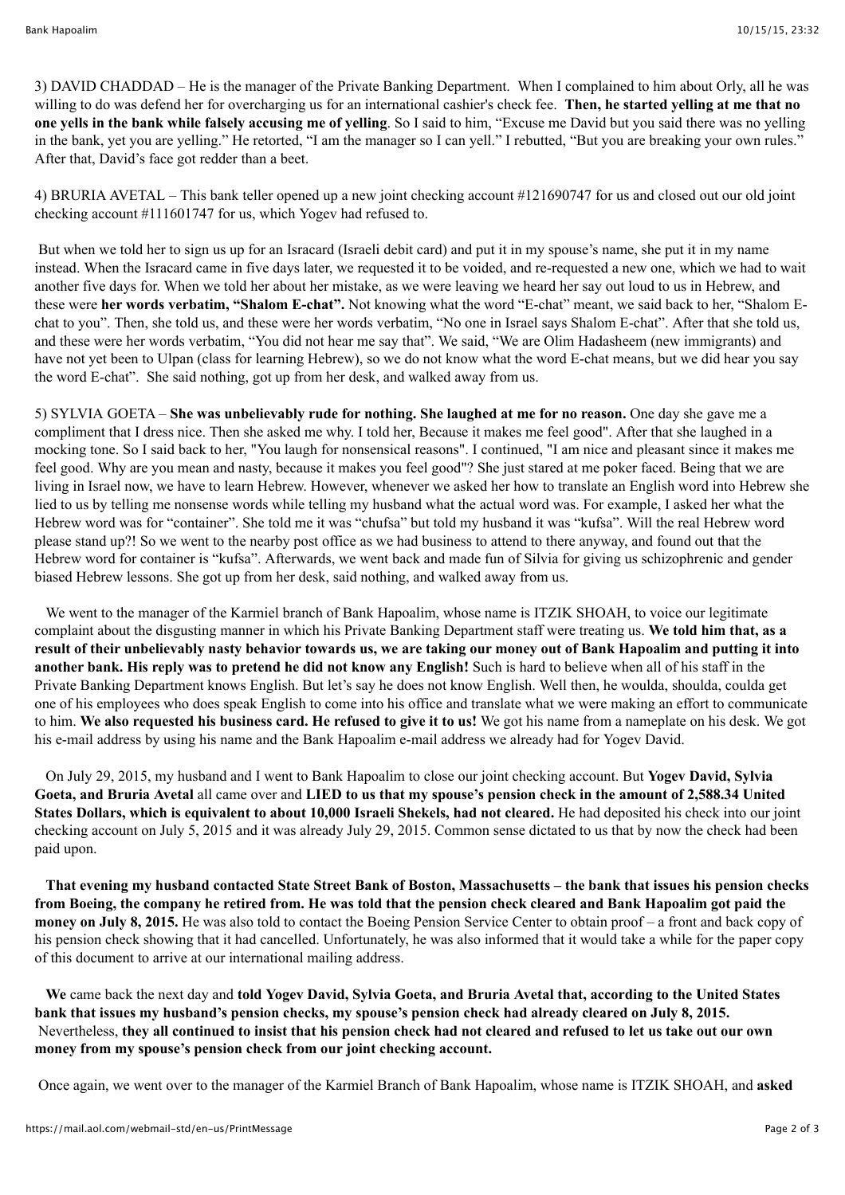3) DAVID CHADDAD – He is the manager of the Private Banking Department. When I complained to him about Orly, all he was willing to do was defend her for overcharging us for an international cashier's check fee. **Then, he started yelling at me that no one yells in the bank while falsely accusing me of yelling**. So I said to him, "Excuse me David but you said there was no yelling in the bank, yet you are yelling." He retorted, "I am the manager so I can yell." I rebutted, "But you are breaking your own rules." After that, David's face got redder than a beet.

4) BRURIA AVETAL – This bank teller opened up a new joint checking account #121690747 for us and closed out our old joint checking account #111601747 for us, which Yogev had refused to.

But when we told her to sign us up for an Isracard (Israeli debit card) and put it in my spouse's name, she put it in my name instead. When the Isracard came in five days later, we requested it to be voided, and re-requested a new one, which we had to wait another five days for. When we told her about her mistake, as we were leaving we heard her say out loud to us in Hebrew, and these were **her words verbatim, "Shalom E-chat".** Not knowing what the word "E-chat" meant, we said back to her, "Shalom E-chat to you". Then, she told us, and these were her words verbatim, "No one in Israel says Shalom E-chat". After that she told us, and these were her words verbatim, "You did not hear me say that". We said, "We are Olim Hadasheem (new immigrants) and have not yet been to Ulpan (class for learning Hebrew), so we do not know what the word E-chat means, but we did hear you say the word E-chat". She said nothing, got up from her desk, and walked away from us.

5) SYLVIA GOETA – **She was unbelievably rude for nothing. She laughed at me for no reason.** One day she gave me a compliment that I dress nice. Then she asked me why. I told her, Because it makes me feel good". After that she laughed in a mocking tone. So I said back to her, "You laugh for nonsensical reasons". I continued, "I am nice and pleasant since it makes me feel good. Why are you mean and nasty, because it makes you feel good"? She just stared at me poker faced. Being that we are living in Israel now, we have to learn Hebrew. However, whenever we asked her how to translate an English word into Hebrew she lied to us by telling me nonsense words while telling my husband what the actual word was. For example, I asked her what the Hebrew word was for "container". She told me it was "chufsa" but told my husband it was "kufsa". Will the real Hebrew word please stand up?! So we went to the nearby post office as we had business to attend to there anyway, and found out that the Hebrew word for container is "kufsa". Afterwards, we went back and made fun of Silvia for giving us schizophrenic and gender biased Hebrew lessons. She got up from her desk, said nothing, and walked away from us.

We went to the manager of the Karmiel branch of Bank Hapoalim, whose name is ITZIK SHOAH, to voice our legitimate complaint about the disgusting manner in which his Private Banking Department staff were treating us. **We told him that, as a result of their unbelievably nasty behavior towards us, we are taking our money out of Bank Hapoalim and putting it into another bank. His reply was to pretend he did not know any English!** Such is hard to believe when all of his staff in the Private Banking Department knows English. But let's say he does not know English. Well then, he woulda, shoulda, coulda get one of his employees who does speak English to come into his office and translate what we were making an effort to communicate to him. **We also requested his business card. He refused to give it to us!** We got his name from a nameplate on his desk. We got his e-mail address by using his name and the Bank Hapoalim e-mail address we already had for Yogev David.

On July 29, 2015, my husband and I went to Bank Hapoalim to close our joint checking account. But **Yogev David, Sylvia Goeta, and Bruria Avetal** all came over and **LIED to us that my spouse's pension check in the amount of 2,588.34 United States Dollars, which is equivalent to about 10,000 Israeli Shekels, had not cleared.** He had deposited his check into our joint checking account on July 5, 2015 and it was already July 29, 2015. Common sense dictated to us that by now the check had been paid upon.

**That evening my husband contacted State Street Bank of Boston, Massachusetts – the bank that issues his pension checks from Boeing, the company he retired from. He was told that the pension check cleared and Bank Hapoalim got paid the money on July 8, 2015.** He was also told to contact the Boeing Pension Service Center to obtain proof – a front and back copy of his pension check showing that it had cancelled. Unfortunately, he was also informed that it would take a while for the paper copy of this document to arrive at our international mailing address.

**We** came back the next day and **told Yogev David, Sylvia Goeta, and Bruria Avetal that, according to the United States bank that issues my husband's pension checks, my spouse's pension check had already cleared on July 8, 2015.** Nevertheless, **they all continued to insist that his pension check had not cleared and refused to let us take out our own money from my spouse's pension check from our joint checking account.**

Once again, we went over to the manager of the Karmiel Branch of Bank Hapoalim, whose name is ITZIK SHOAH, and **asked**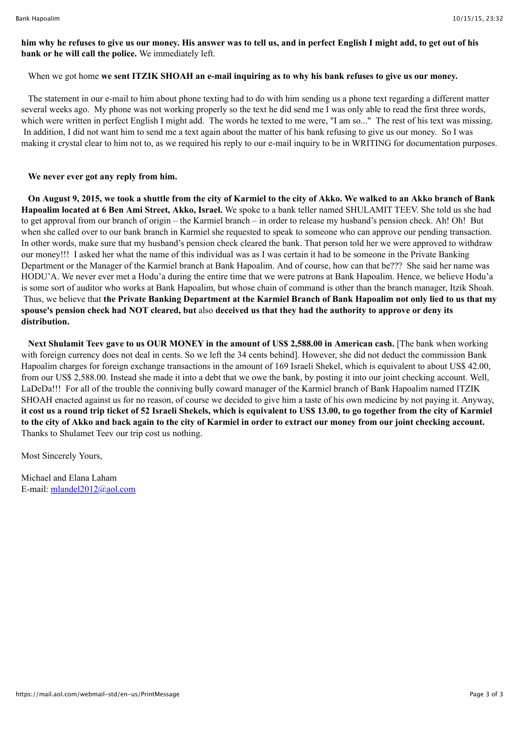**him why he refuses to give us our money. His answer was to tell us, and in perfect English I might add, to get out of his bank or he will call the police.** We immediately left.

When we got home **we sent ITZIK SHOAH an e-mail inquiring as to why his bank refuses to give us our money.**

The statement in our e-mail to him about phone texting had to do with him sending us a phone text regarding a different matter several weeks ago. My phone was not working properly so the text he did send me I was only able to read the first three words, which were written in perfect English I might add. The words he texted to me were, "I am so..." The rest of his text was missing. In addition, I did not want him to send me a text again about the matter of his bank refusing to give us our money. So I was making it crystal clear to him not to, as we required his reply to our e-mail inquiry to be in WRITING for documentation purposes.

**We never ever got any reply from him.**

**On August 9, 2015, we took a shuttle from the city of Karmiel to the city of Akko. We walked to an Akko branch of Bank Hapoalim located at 6 Ben Ami Street, Akko, Israel.** We spoke to a bank teller named SHULAMIT TEEV. She told us she had to get approval from our branch of origin – the Karmiel branch – in order to release my husband's pension check. Ah! Oh! But when she called over to our bank branch in Karmiel she requested to speak to someone who can approve our pending transaction. In other words, make sure that my husband's pension check cleared the bank. That person told her we were approved to withdraw our money!!! I asked her what the name of this individual was as I was certain it had to be someone in the Private Banking Department or the Manager of the Karmiel branch at Bank Hapoalim. And of course, how can that be??? She said her name was HODU'A. We never ever met a Hodu'a during the entire time that we were patrons at Bank Hapoalim. Hence, we believe Hodu'a is some sort of auditor who works at Bank Hapoalim, but whose chain of command is other than the branch manager, Itzik Shoah. Thus, we believe that **the Private Banking Department at the Karmiel Branch of Bank Hapoalim not only lied to us that my spouse's pension check had NOT cleared, but** also **deceived us that they had the authority to approve or deny its distribution.**

**Next Shulamit Teev gave to us OUR MONEY in the amount of US$ 2,588.00 in American cash.** [The bank when working with foreign currency does not deal in cents. So we left the 34 cents behind]. However, she did not deduct the commission Bank Hapoalim charges for foreign exchange transactions in the amount of 169 Israeli Shekel, which is equivalent to about US$ 42.00, from our US$ 2,588.00. Instead she made it into a debt that we owe the bank, by posting it into our joint checking account. Well, LaDeDa!!! For all of the trouble the conniving bully coward manager of the Karmiel branch of Bank Hapoalim named ITZIK SHOAH enacted against us for no reason, of course we decided to give him a taste of his own medicine by not paying it. Anyway, **it cost us a round trip ticket of 52 Israeli Shekels, which is equivalent to US$ 13.00, to go together from the city of Karmiel to the city of Akko and back again to the city of Karmiel in order to extract our money from our joint checking account.** Thanks to Shulamet Teev our trip cost us nothing.

Most Sincerely Yours,

Michael and Elana Laham
E-mail: mlandel2012@aol.com